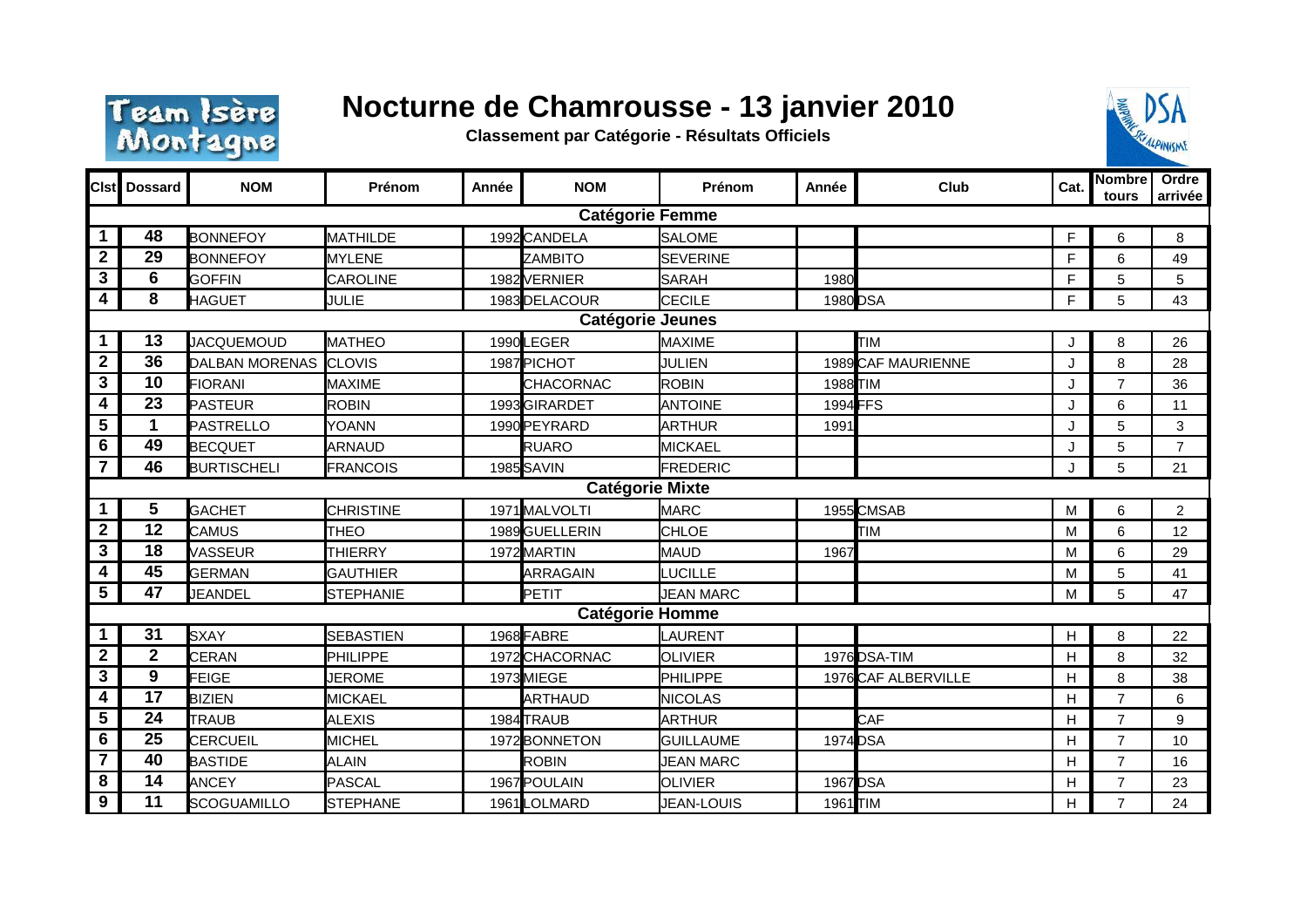# Nocturne de Chamrousse - 13 janvier 2010

**Classement par Catégorie - Résultats Officiels**

| Clst | Dossard | NOM | Prénom | Année | NOM | Prénom | Année | Club | Cat. | Nombre tours | Ordre arrivée |
|---|---|---|---|---|---|---|---|---|---|---|---|
| **Catégorie Femme** | | | | | | | | | | | |
| 1 | 48 | BONNEFOY | MATHILDE | 1992 | CANDELA | SALOME | | | F | 6 | 8 |
| 2 | 29 | BONNEFOY | MYLENE | | ZAMBITO | SEVERINE | | | F | 6 | 49 |
| 3 | 6 | GOFFIN | CAROLINE | 1982 | VERNIER | SARAH | 1980 | | F | 5 | 5 |
| 4 | 8 | HAGUET | JULIE | 1983 | DELACOUR | CECILE | 1980 | DSA | F | 5 | 43 |
| **Catégorie Jeunes** | | | | | | | | | | | |
| 1 | 13 | JACQUEMOUD | MATHEO | 1990 | LEGER | MAXIME | | TIM | J | 8 | 26 |
| 2 | 36 | DALBAN MORENAS | CLOVIS | 1987 | PICHOT | JULIEN | 1989 | CAF MAURIENNE | J | 8 | 28 |
| 3 | 10 | FIORANI | MAXIME | | CHACORNAC | ROBIN | 1988 | TIM | J | 7 | 36 |
| 4 | 23 | PASTEUR | ROBIN | 1993 | GIRARDET | ANTOINE | 1994 | FFS | J | 6 | 11 |
| 5 | 1 | PASTRELLO | YOANN | 1990 | PEYRARD | ARTHUR | 1991 | | J | 5 | 3 |
| 6 | 49 | BECQUET | ARNAUD | | RUARO | MICKAEL | | | J | 5 | 7 |
| 7 | 46 | BURTISCHELI | FRANCOIS | 1985 | SAVIN | FREDERIC | | | J | 5 | 21 |
| **Catégorie Mixte** | | | | | | | | | | | |
| 1 | 5 | GACHET | CHRISTINE | 1971 | MALVOLTI | MARC | 1955 | CMSAB | M | 6 | 2 |
| 2 | 12 | CAMUS | THEO | 1989 | GUELLERIN | CHLOE | | TIM | M | 6 | 12 |
| 3 | 18 | VASSEUR | THIERRY | 1972 | MARTIN | MAUD | 1967 | | M | 6 | 29 |
| 4 | 45 | GERMAN | GAUTHIER | | ARRAGAIN | LUCILLE | | | M | 5 | 41 |
| 5 | 47 | JEANDEL | STEPHANIE | | PETIT | JEAN MARC | | | M | 5 | 47 |
| **Catégorie Homme** | | | | | | | | | | | |
| 1 | 31 | SXAY | SEBASTIEN | 1968 | FABRE | LAURENT | | | H | 8 | 22 |
| 2 | 2 | CERAN | PHILIPPE | 1972 | CHACORNAC | OLIVIER | 1976 | DSA-TIM | H | 8 | 32 |
| 3 | 9 | FEIGE | JEROME | 1973 | MIEGE | PHILIPPE | 1976 | CAF ALBERVILLE | H | 8 | 38 |
| 4 | 17 | BIZIEN | MICKAEL | | ARTHAUD | NICOLAS | | | H | 7 | 6 |
| 5 | 24 | TRAUB | ALEXIS | 1984 | TRAUB | ARTHUR | | CAF | H | 7 | 9 |
| 6 | 25 | CERCUEIL | MICHEL | 1972 | BONNETON | GUILLAUME | 1974 | DSA | H | 7 | 10 |
| 7 | 40 | BASTIDE | ALAIN | | ROBIN | JEAN MARC | | | H | 7 | 16 |
| 8 | 14 | ANCEY | PASCAL | 1967 | POULAIN | OLIVIER | 1967 | DSA | H | 7 | 23 |
| 9 | 11 | SCOGUAMILLO | STEPHANE | 1961 | LOLMARD | JEAN-LOUIS | 1961 | TIM | H | 7 | 24 |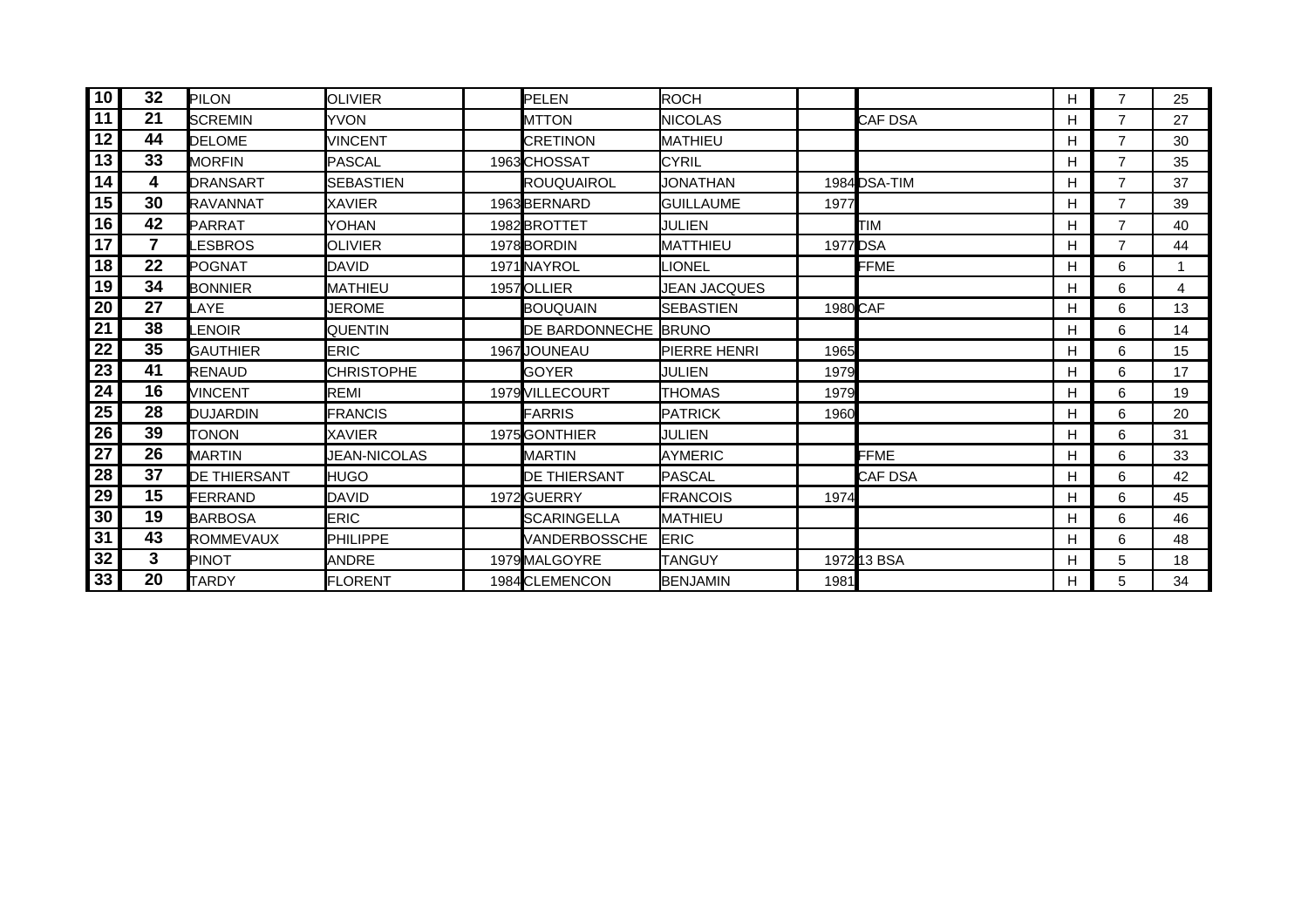| | | | | | | | | | | | |
|---|---|---|---|---|---|---|---|---|---|---|---|
| 10 | 32 | PILON | OLIVIER | | PELEN | ROCH | | | H | 7 | 25 |
| 11 | 21 | SCREMIN | YVON | | MTTON | NICOLAS | | CAF DSA | H | 7 | 27 |
| 12 | 44 | DELOME | VINCENT | | CRETINON | MATHIEU | | | H | 7 | 30 |
| 13 | 33 | MORFIN | PASCAL | 1963 | CHOSSAT | CYRIL | | | H | 7 | 35 |
| 14 | 4 | DRANSART | SEBASTIEN | | ROUQUAIROL | JONATHAN | 1984 | DSA-TIM | H | 7 | 37 |
| 15 | 30 | RAVANNAT | XAVIER | 1963 | BERNARD | GUILLAUME | 1977 | | H | 7 | 39 |
| 16 | 42 | PARRAT | YOHAN | 1982 | BROTTET | JULIEN | | TIM | H | 7 | 40 |
| 17 | 7 | LESBROS | OLIVIER | 1978 | BORDIN | MATTHIEU | 1977 | DSA | H | 7 | 44 |
| 18 | 22 | POGNAT | DAVID | 1971 | NAYROL | LIONEL | | FFME | H | 6 | 1 |
| 19 | 34 | BONNIER | MATHIEU | 1957 | OLLIER | JEAN JACQUES | | | H | 6 | 4 |
| 20 | 27 | LAYE | JEROME | | BOUQUAIN | SEBASTIEN | 1980 | CAF | H | 6 | 13 |
| 21 | 38 | LENOIR | QUENTIN | | DE BARDONNECHE | BRUNO | | | H | 6 | 14 |
| 22 | 35 | GAUTHIER | ERIC | 1967 | JOUNEAU | PIERRE HENRI | 1965 | | H | 6 | 15 |
| 23 | 41 | RENAUD | CHRISTOPHE | | GOYER | JULIEN | 1979 | | H | 6 | 17 |
| 24 | 16 | VINCENT | REMI | 1979 | VILLECOURT | THOMAS | 1979 | | H | 6 | 19 |
| 25 | 28 | DUJARDIN | FRANCIS | | FARRIS | PATRICK | 1960 | | H | 6 | 20 |
| 26 | 39 | TONON | XAVIER | 1975 | GONTHIER | JULIEN | | | H | 6 | 31 |
| 27 | 26 | MARTIN | JEAN-NICOLAS | | MARTIN | AYMERIC | | FFME | H | 6 | 33 |
| 28 | 37 | DE THIERSANT | HUGO | | DE THIERSANT | PASCAL | | CAF DSA | H | 6 | 42 |
| 29 | 15 | FERRAND | DAVID | 1972 | GUERRY | FRANCOIS | 1974 | | H | 6 | 45 |
| 30 | 19 | BARBOSA | ERIC | | SCARINGELLA | MATHIEU | | | H | 6 | 46 |
| 31 | 43 | ROMMEVAUX | PHILIPPE | | VANDERBOSSCHE | ERIC | | | H | 6 | 48 |
| 32 | 3 | PINOT | ANDRE | 1979 | MALGOYRE | TANGUY | 1972 | 13 BSA | H | 5 | 18 |
| 33 | 20 | TARDY | FLORENT | 1984 | CLEMENCON | BENJAMIN | 1981 | | H | 5 | 34 |